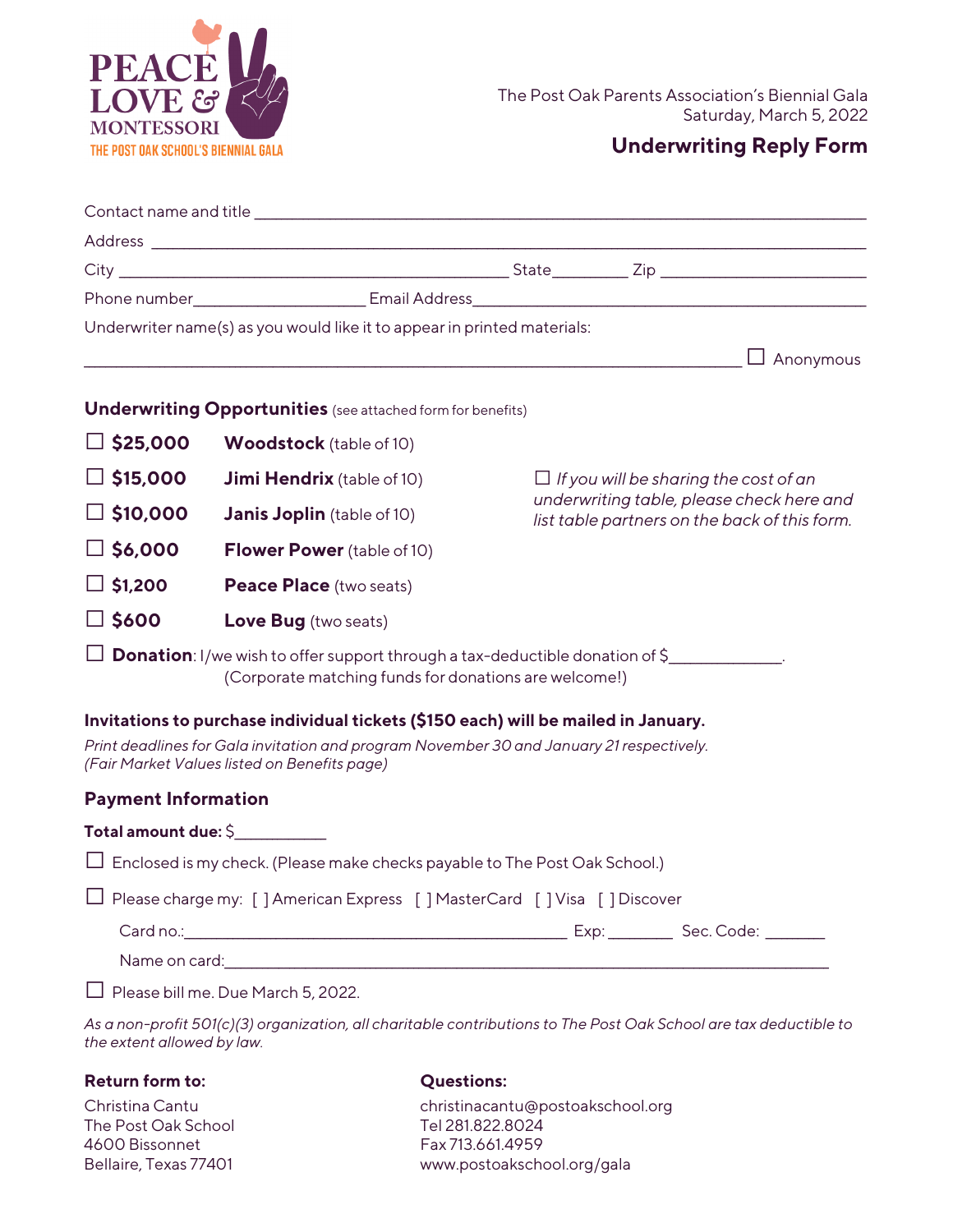PEACE LOVE & MONTESSORI
THE POST OAK SCHOOL'S BIENNIAL GALA

The Post Oak Parents Association's Biennial Gala
Saturday, March 5, 2022

## Underwriting Reply Form

Contact name and title ________________________________________________

Address ________________________________________________

City ______________________________ State________ Zip ____________________

Phone number____________________ Email Address________________________________

Underwriter name(s) as you would like it to appear in printed materials:

________________________________________________ ☐ Anonymous

### Underwriting Opportunities (see attached form for benefits)

☐ **$25,000** **Woodstock** (table of 10)

☐ **$15,000** **Jimi Hendrix** (table of 10)

☐ **$10,000** **Janis Joplin** (table of 10)

☐ **$6,000** **Flower Power** (table of 10)

☐ **$1,200** **Peace Place** (two seats)

☐ **$600** **Love Bug** (two seats)

☐ *If you will be sharing the cost of an underwriting table, please check here and list table partners on the back of this form.*

☐ **Donation**: I/we wish to offer support through a tax-deductible donation of $____________.
(Corporate matching funds for donations are welcome!)

**Invitations to purchase individual tickets ($150 each) will be mailed in January.**

*Print deadlines for Gala invitation and program November 30 and January 21 respectively.*
*(Fair Market Values listed on Benefits page)*

### Payment Information

**Total amount due:** $__________

☐ Enclosed is my check. (Please make checks payable to The Post Oak School.)

☐ Please charge my: [ ] American Express [ ] MasterCard [ ] Visa [ ] Discover

Card no.:________________________________________ Exp: _______ Sec. Code: _______

Name on card:________________________________________________

☐ Please bill me. Due March 5, 2022.

*As a non-profit 501(c)(3) organization, all charitable contributions to The Post Oak School are tax deductible to the extent allowed by law.*

**Return form to:**

Christina Cantu
The Post Oak School
4600 Bissonnet
Bellaire, Texas 77401

**Questions:**

christinacantu@postoakschool.org
Tel 281.822.8024
Fax 713.661.4959
www.postoakschool.org/gala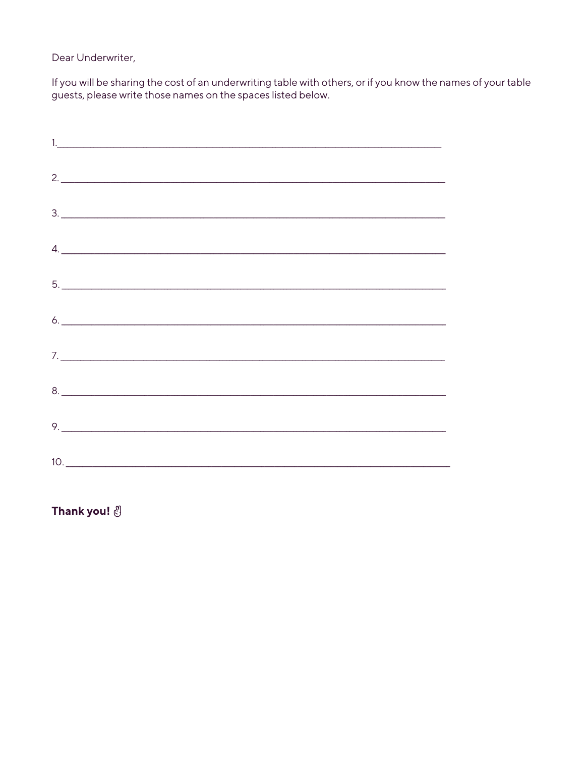Dear Underwriter,

If you will be sharing the cost of an underwriting table with others, or if you know the names of your table guests, please write those names on the spaces listed below.

1.______________________________________________________________________

2. ______________________________________________________________________

3. ______________________________________________________________________

4. ______________________________________________________________________

5. ______________________________________________________________________

6. ______________________________________________________________________

7. ______________________________________________________________________

8. ______________________________________________________________________

9. ______________________________________________________________________

10. ______________________________________________________________________

**Thank you!** ✌